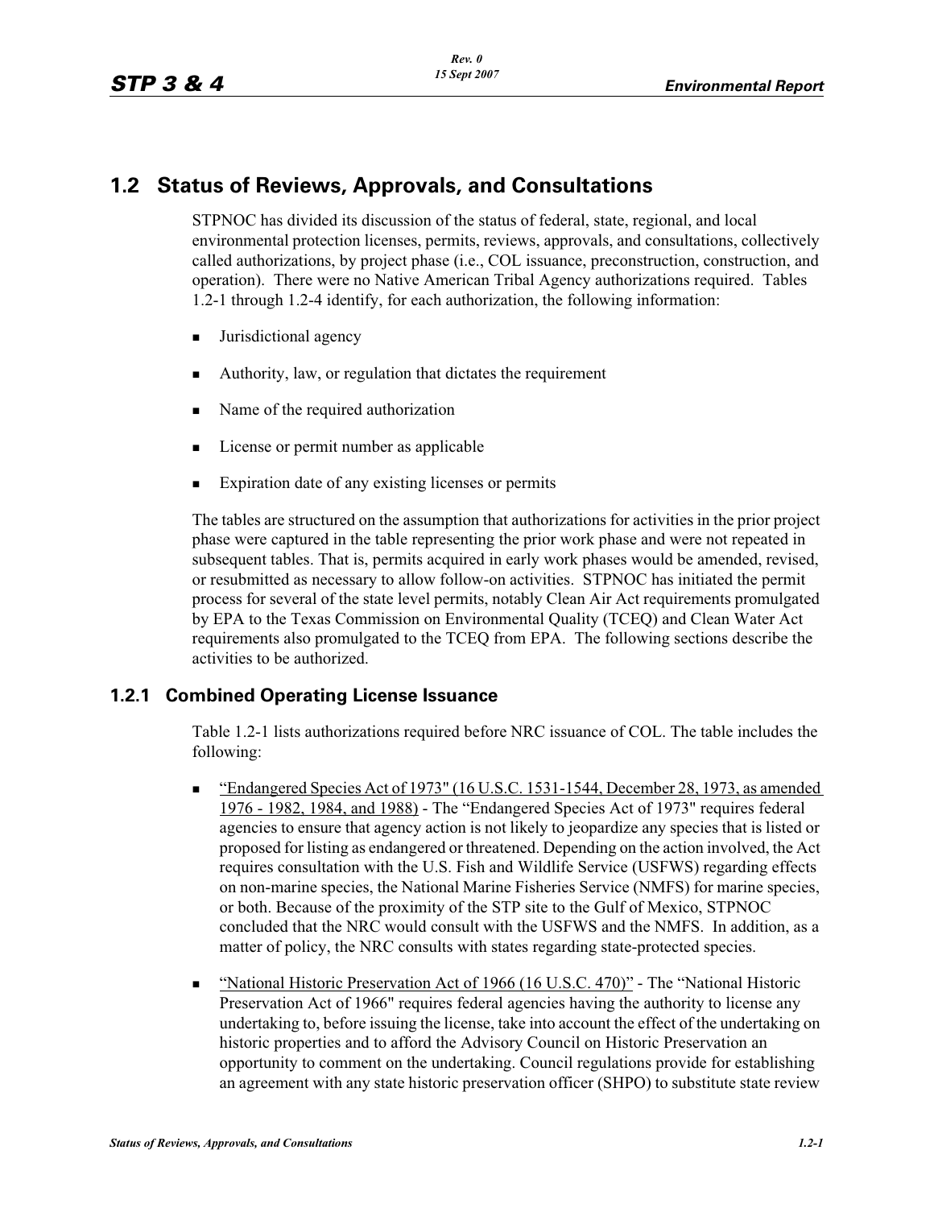## 1.2 Status of Reviews, Approvals, and Consultations

STPNOC has divided its discussion of the status of federal, state, regional, and local environmental protection licenses, permits, reviews, approvals, and consultations, collectively called authorizations, by project phase (i.e., COL issuance, preconstruction, construction, and operation). There were no Native American Tribal Agency authorizations required. Tables 1.2-1 through 1.2-4 identify, for each authorization, the following information:

- Jurisdictional agency
- Authority, law, or regulation that dictates the requirement
- Name of the required authorization
- License or permit number as applicable
- Expiration date of any existing licenses or permits

The tables are structured on the assumption that authorizations for activities in the prior project phase were captured in the table representing the prior work phase and were not repeated in subsequent tables. That is, permits acquired in early work phases would be amended, revised, or resubmitted as necessary to allow follow-on activities. STPNOC has initiated the permit process for several of the state level permits, notably Clean Air Act requirements promulgated by EPA to the Texas Commission on Environmental Quality (TCEQ) and Clean Water Act requirements also promulgated to the TCEQ from EPA. The following sections describe the activities to be authorized.

### 1.2.1 Combined Operating License Issuance

Table 1.2-1 lists authorizations required before NRC issuance of COL. The table includes the following:

- "Endangered Species Act of 1973" (16 U.S.C. 1531-1544, December 28, 1973, as amended 1976 - 1982, 1984, and 1988) - The "Endangered Species Act of 1973" requires federal agencies to ensure that agency action is not likely to jeopardize any species that is listed or proposed for listing as endangered or threatened. Depending on the action involved, the Act requires consultation with the U.S. Fish and Wildlife Service (USFWS) regarding effects on non-marine species, the National Marine Fisheries Service (NMFS) for marine species, or both. Because of the proximity of the STP site to the Gulf of Mexico, STPNOC concluded that the NRC would consult with the USFWS and the NMFS. In addition, as a matter of policy, the NRC consults with states regarding state-protected species.
- "National Historic Preservation Act of 1966 (16 U.S.C. 470)" - The "National Historic Preservation Act of 1966" requires federal agencies having the authority to license any undertaking to, before issuing the license, take into account the effect of the undertaking on historic properties and to afford the Advisory Council on Historic Preservation an opportunity to comment on the undertaking. Council regulations provide for establishing an agreement with any state historic preservation officer (SHPO) to substitute state review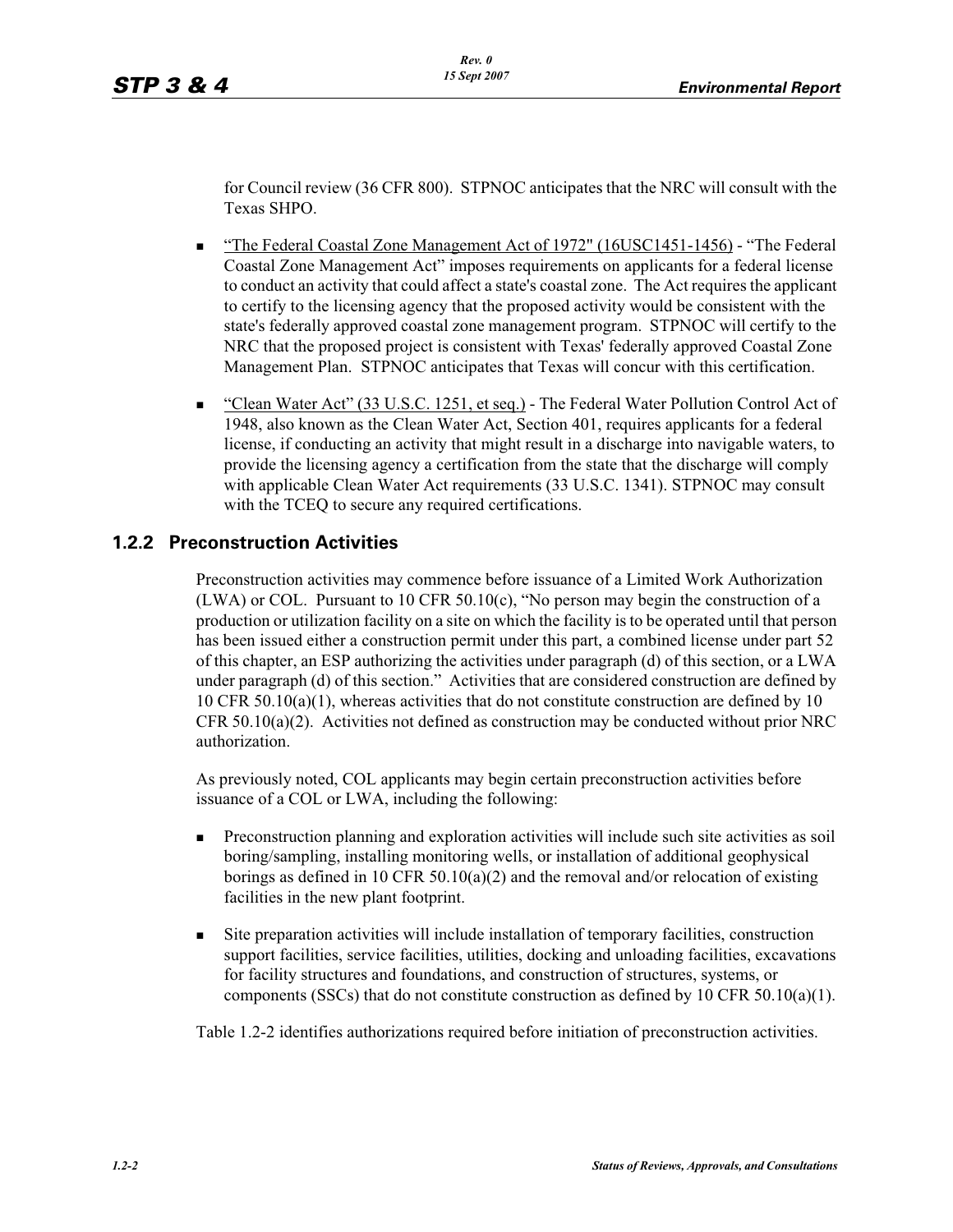for Council review (36 CFR 800). STPNOC anticipates that the NRC will consult with the Texas SHPO.

- "The Federal Coastal Zone Management Act of 1972" (16USC1451-1456) - "The Federal Coastal Zone Management Act" imposes requirements on applicants for a federal license to conduct an activity that could affect a state's coastal zone. The Act requires the applicant to certify to the licensing agency that the proposed activity would be consistent with the state's federally approved coastal zone management program. STPNOC will certify to the NRC that the proposed project is consistent with Texas' federally approved Coastal Zone Management Plan. STPNOC anticipates that Texas will concur with this certification.

- "Clean Water Act" (33 U.S.C. 1251, et seq.) - The Federal Water Pollution Control Act of 1948, also known as the Clean Water Act, Section 401, requires applicants for a federal license, if conducting an activity that might result in a discharge into navigable waters, to provide the licensing agency a certification from the state that the discharge will comply with applicable Clean Water Act requirements (33 U.S.C. 1341). STPNOC may consult with the TCEQ to secure any required certifications.

### 1.2.2 Preconstruction Activities

Preconstruction activities may commence before issuance of a Limited Work Authorization (LWA) or COL. Pursuant to 10 CFR 50.10(c), "No person may begin the construction of a production or utilization facility on a site on which the facility is to be operated until that person has been issued either a construction permit under this part, a combined license under part 52 of this chapter, an ESP authorizing the activities under paragraph (d) of this section, or a LWA under paragraph (d) of this section." Activities that are considered construction are defined by 10 CFR 50.10(a)(1), whereas activities that do not constitute construction are defined by 10 CFR 50.10(a)(2). Activities not defined as construction may be conducted without prior NRC authorization.

As previously noted, COL applicants may begin certain preconstruction activities before issuance of a COL or LWA, including the following:

- Preconstruction planning and exploration activities will include such site activities as soil boring/sampling, installing monitoring wells, or installation of additional geophysical borings as defined in 10 CFR 50.10(a)(2) and the removal and/or relocation of existing facilities in the new plant footprint.

- Site preparation activities will include installation of temporary facilities, construction support facilities, service facilities, utilities, docking and unloading facilities, excavations for facility structures and foundations, and construction of structures, systems, or components (SSCs) that do not constitute construction as defined by 10 CFR 50.10(a)(1).

Table 1.2-2 identifies authorizations required before initiation of preconstruction activities.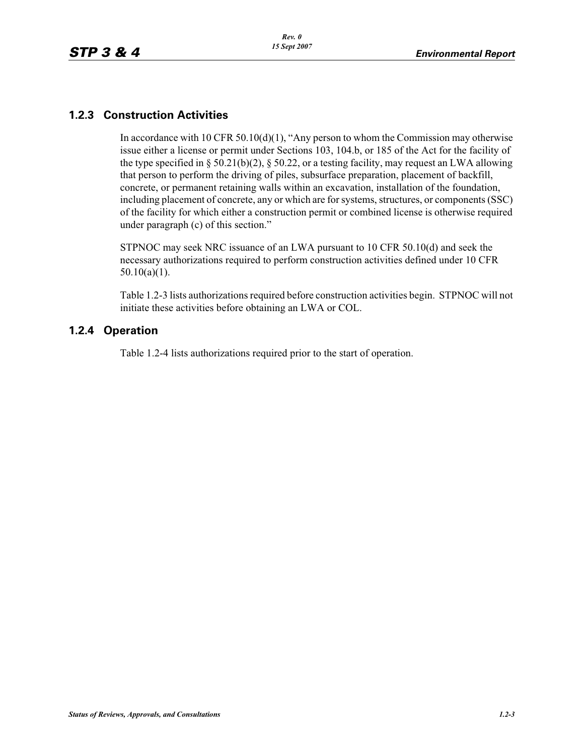### 1.2.3 Construction Activities

In accordance with 10 CFR 50.10(d)(1), "Any person to whom the Commission may otherwise issue either a license or permit under Sections 103, 104.b, or 185 of the Act for the facility of the type specified in § 50.21(b)(2), § 50.22, or a testing facility, may request an LWA allowing that person to perform the driving of piles, subsurface preparation, placement of backfill, concrete, or permanent retaining walls within an excavation, installation of the foundation, including placement of concrete, any or which are for systems, structures, or components (SSC) of the facility for which either a construction permit or combined license is otherwise required under paragraph (c) of this section."

STPNOC may seek NRC issuance of an LWA pursuant to 10 CFR 50.10(d) and seek the necessary authorizations required to perform construction activities defined under 10 CFR 50.10(a)(1).

Table 1.2-3 lists authorizations required before construction activities begin. STPNOC will not initiate these activities before obtaining an LWA or COL.

### 1.2.4 Operation

Table 1.2-4 lists authorizations required prior to the start of operation.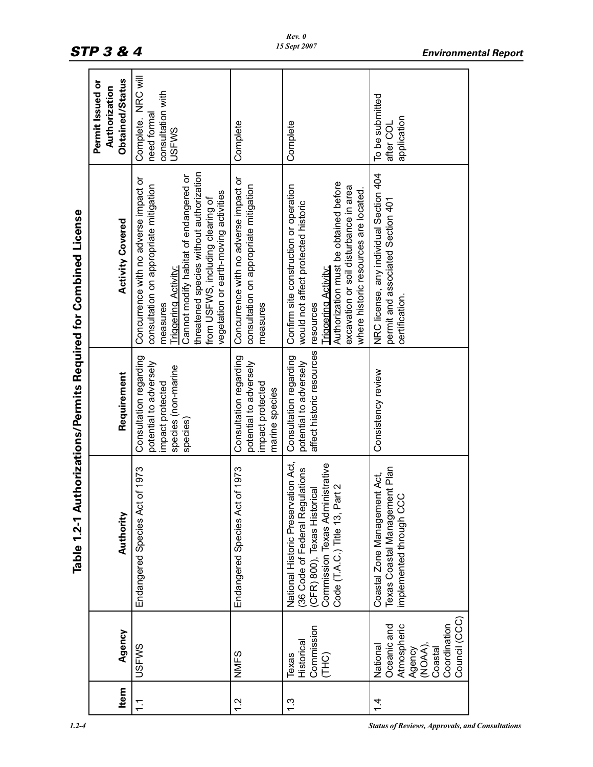# Table 1.2-1 Authorizations/Permits Required for Combined License

| Item | Agency | Authority | Requirement | Activity Covered | Permit Issued or Authorization Obtained/Status |
|---|---|---|---|---|---|
| 1.1 | USFWS | Endangered Species Act of 1973 | Consultation regarding potential to adversely impact protected species (non-marine species) | Concurrence with no adverse impact or consultation on appropriate mitigation measures<br>Triggering Activity:<br>Cannot modify habitat of endangered or threatened species without authorization from USFWS, including clearing of vegetation or earth-moving activities | Complete. NRC will need formal consultation with USFWS |
| 1.2 | NMFS | Endangered Species Act of 1973 | Consultation regarding potential to adversely impact protected marine species | Concurrence with no adverse impact or consultation on appropriate mitigation measures | Complete |
| 1.3 | Texas Historical Commission (THC) | National Historic Preservation Act, (36 Code of Federal Regulations (CFR) 800), Texas Historical Commission Texas Administrative Code (T.A.C.) Title 13, Part 2 | Consultation regarding potential to adversely affect historic resources | Confirm site construction or operation would not affect protected historic resources<br>Triggering Activity:<br>Authorization must be obtained before excavation or soil disturbance in area where historic resources are located. | Complete |
| 1.4 | National Oceanic and Atmospheric Agency (NOAA), Coastal Coordination Council (CCC) | Coastal Zone Management Act, Texas Coastal Management Plan implemented through CCC | Consistency review | NRC license, any individual Section 404 permit and associated Section 401 certification. | To be submitted after COL application |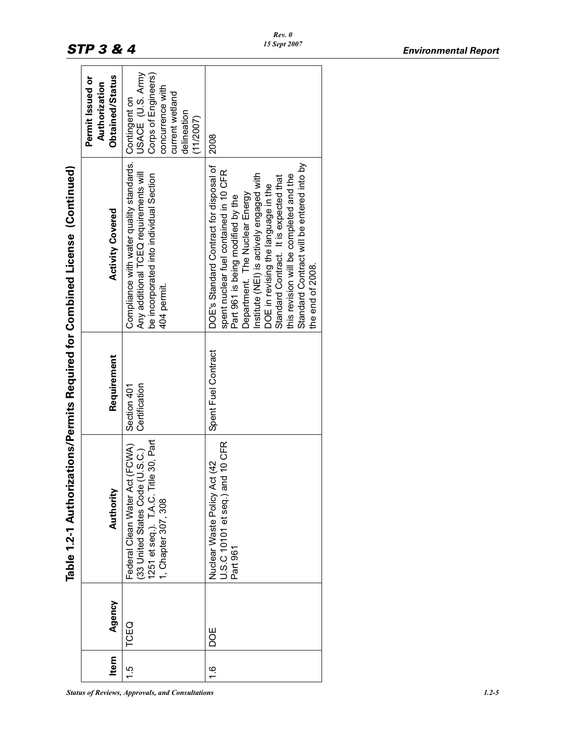## Table 1.2-1 Authorizations/Permits Required for Combined License (Continued)

| Item | Agency | Authority | Requirement | Activity Covered | Permit Issued or Authorization Obtained/Status |
|---|---|---|---|---|---|
| 1.5 | TCEQ | Federal Clean Water Act (FCWA) (33 United States Code (U.S.C.) 1251 et seq.). T.A.C. Title 30, Part 1, Chapter 307, 308 | Section 401 Certification | Compliance with water quality standards. Any additional TCEQ requirements will be incorporated into individual Section 404 permit. | Contingent on USACE (U.S. Army Corps of Engineers) concurrence with current wetland delineation (11/2007) |
| 1.6 | DOE | Nuclear Waste Policy Act (42 U.S.C 10101 et seq.) and 10 CFR Part 961 | Spent Fuel Contract | DOE's Standard Contract for disposal of spent nuclear fuel contained in 10 CFR Part 961 is being modified by the Department. The Nuclear Energy Institute (NEI) is actively engaged with DOE in revising the language in the Standard Contract. It is expected that this revision will be completed and the Standard Contract will be entered into by the end of 2008. | 2008 |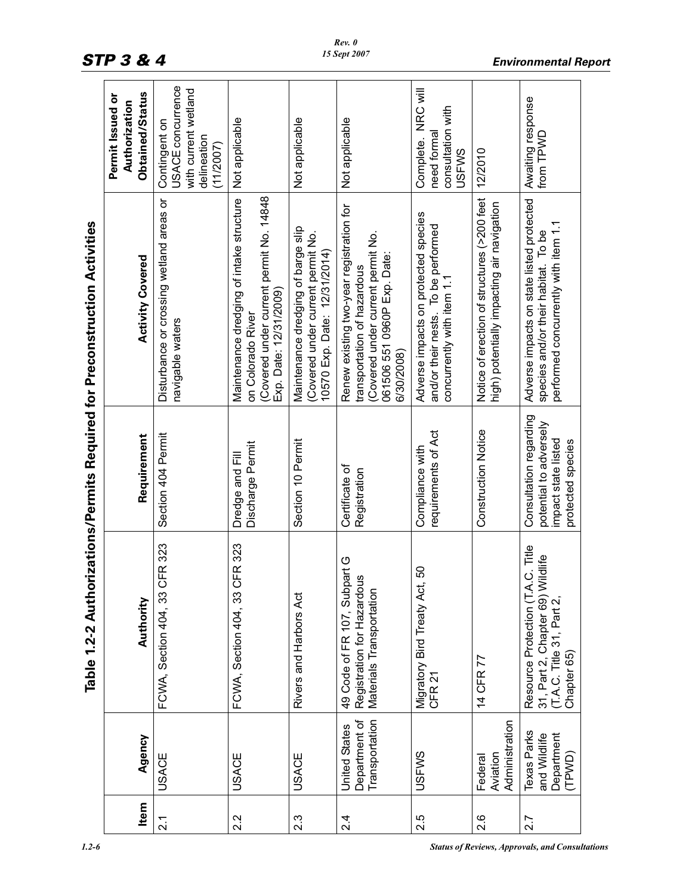# Table 1.2-2 Authorizations/Permits Required for Preconstruction Activities

| Item | Agency | Authority | Requirement | Activity Covered | Permit Issued or Authorization Obtained/Status |
|---|---|---|---|---|---|
| 2.1 | USACE | FCWA, Section 404, 33 CFR 323 | Section 404 Permit | Disturbance or crossing wetland areas or navigable waters | Contingent on USACE concurrence with current wetland delineation (11/2007) |
| 2.2 | USACE | FCWA, Section 404, 33 CFR 323 | Dredge and Fill Discharge Permit | Maintenance dredging of intake structure on Colorado River (Covered under current permit No. 14848 Exp. Date: 12/31/2009) | Not applicable |
| 2.3 | USACE | Rivers and Harbors Act | Section 10 Permit | Maintenance dredging of barge slip (Covered under current permit No. 10570 Exp. Date: 12/31/2014) | Not applicable |
| 2.4 | United States Department of Transportation | 49 Code of FR 107, Subpart G Registration for Hazardous Materials Transportation | Certificate of Registration | Renew existing two-year registration for transportation of hazardous (Covered under current permit No. 061506 551 0960P Exp. Date: 6/30/2008) | Not applicable |
| 2.5 | USFWS | Migratory Bird Treaty Act, 50 CFR 21 | Compliance with requirements of Act | Adverse impacts on protected species and/or their nests. To be performed concurrently with item 1.1 | Complete. NRC will need formal consultation with USFWS |
| 2.6 | Federal Aviation Administration | 14 CFR 77 | Construction Notice | Notice of erection of structures (>200 feet high) potentially impacting air navigation | 12/2010 |
| 2.7 | Texas Parks and Wildlife Department (TPWD) | Resource Protection (T.A.C. Title 31, Part 2, Chapter 69) Wildlife (T.A.C. Title 31, Part 2, Chapter 65) | Consultation regarding potential to adversely impact state listed protected species | Adverse impacts on state listed protected species and/or their habitat. To be performed concurrently with item 1.1 | Awaiting response from TPWD |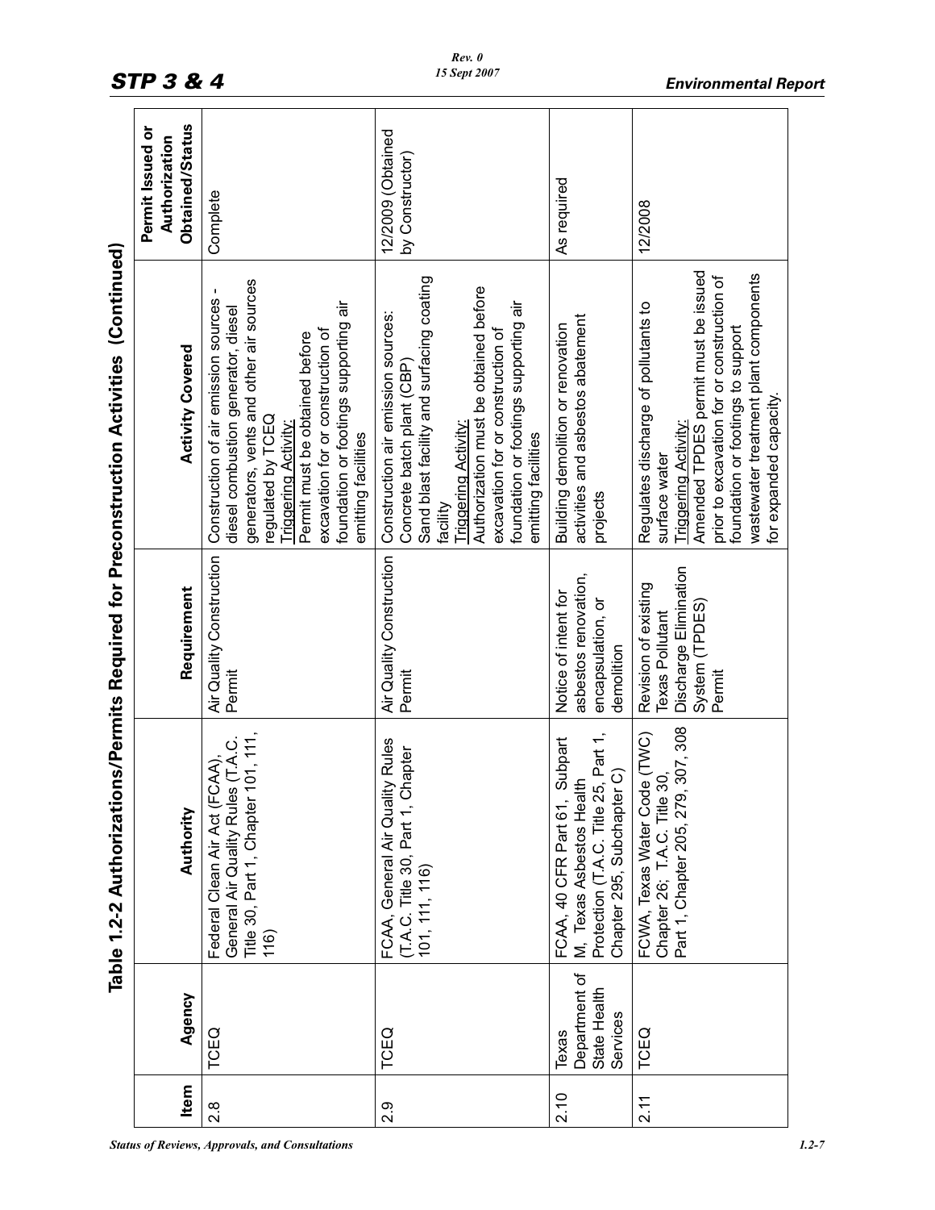## Table 1.2-2 Authorizations/Permits Required for Preconstruction Activities (Continued)

| Item | Agency | Authority | Requirement | Activity Covered | Permit Issued or Authorization Obtained/Status |
|---|---|---|---|---|---|
| 2.8 | TCEQ | Federal Clean Air Act (FCAA), General Air Quality Rules (T.A.C. Title 30, Part 1, Chapter 101, 111, 116) | Air Quality Construction Permit | Construction of air emission sources - diesel combustion generator, diesel generators, vents and other air sources regulated by TCEQ<br>Triggering Activity:<br>Permit must be obtained before excavation for or construction of foundation or footings supporting air emitting facilities | Complete |
| 2.9 | TCEQ | FCAA, General Air Quality Rules (T.A.C. Title 30, Part 1, Chapter 101, 111, 116) | Air Quality Construction Permit | Construction air emission sources:<br>Concrete batch plant (CBP)<br>Sand blast facility and surfacing coating facility<br>Triggering Activity:<br>Authorization must be obtained before excavation for or construction of foundation or footings supporting air emitting facilities | 12/2009 (Obtained by Constructor) |
| 2.10 | Texas Department of State Health Services | FCAA, 40 CFR Part 61, Subpart M, Texas Asbestos Health Protection (T.A.C. Title 25, Part 1, Chapter 295, Subchapter C) | Notice of intent for asbestos renovation, encapsulation, or demolition | Building demolition or renovation activities and asbestos abatement projects | As required |
| 2.11 | TCEQ | FCWA, Texas Water Code (TWC) Chapter 26; T.A.C. Title 30, Part 1, Chapter 205, 279, 307, 308 | Revision of existing Texas Pollutant Discharge Elimination System (TPDES) Permit | Regulates discharge of pollutants to surface water<br>Triggering Activity:<br>Amended TPDES permit must be issued prior to excavation for or construction of foundation or footings to support wastewater treatment plant components for expanded capacity. | 12/2008 |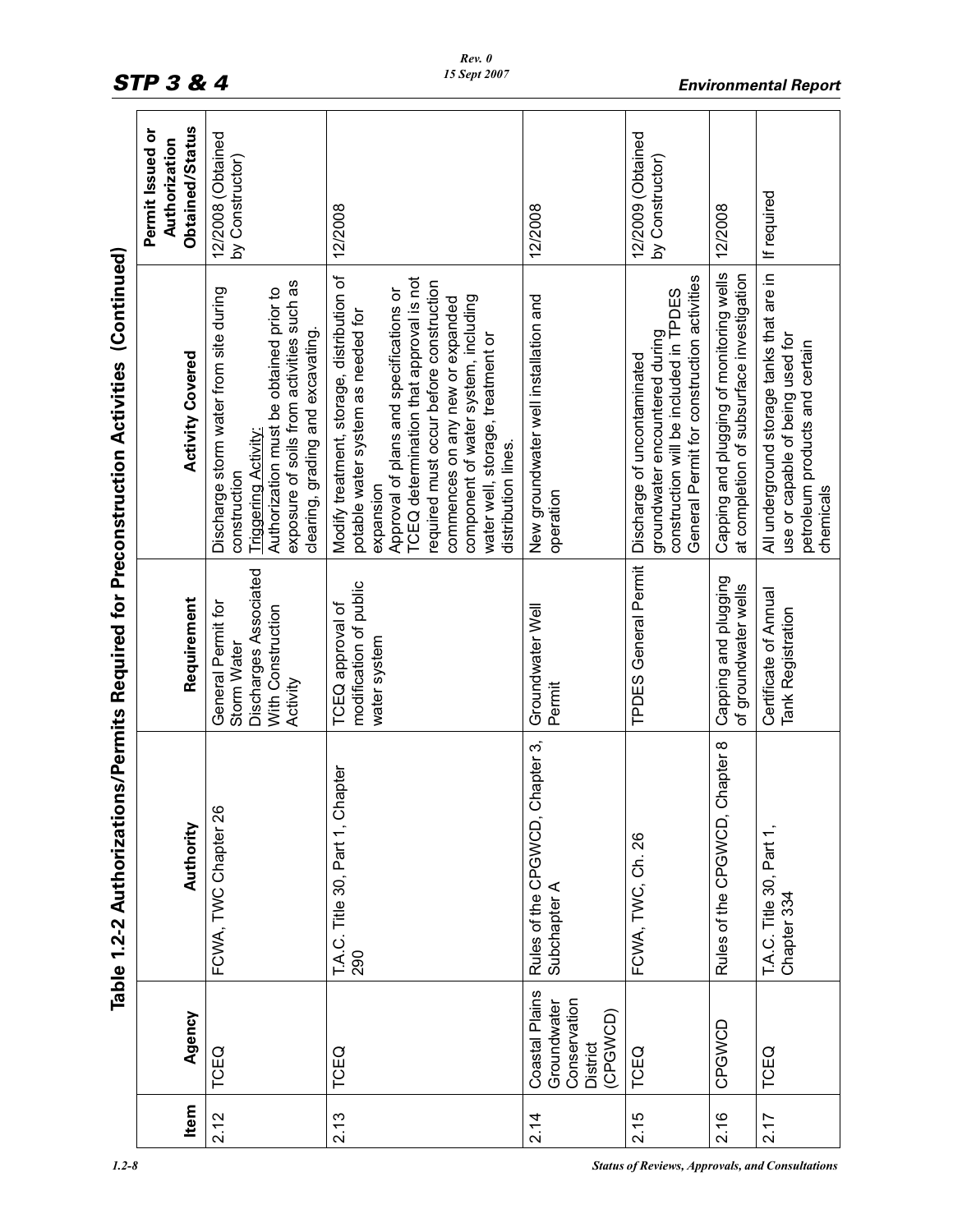## Table 1.2-2 Authorizations/Permits Required for Preconstruction Activities (Continued)

| Item | Agency | Authority | Requirement | Activity Covered | Permit Issued or Authorization Obtained/Status |
|---|---|---|---|---|---|
| 2.12 | TCEQ | FCWA, TWC Chapter 26 | General Permit for Storm Water Discharges Associated With Construction Activity | Discharge storm water from site during construction<br>Triggering Activity:<br>Authorization must be obtained prior to exposure of soils from activities such as clearing, grading and excavating. | 12/2008 (Obtained by Constructor) |
| 2.13 | TCEQ | T.A.C. Title 30, Part 1, Chapter 290 | TCEQ approval of modification of public water system | Modify treatment, storage, distribution of potable water system as needed for expansion<br>Approval of plans and specifications or TCEQ determination that approval is not required must occur before construction commences on any new or expanded component of water system, including water well, storage, treatment or distribution lines. | 12/2008 |
| 2.14 | Coastal Plains Groundwater Conservation District (CPGWCD) | Rules of the CPGWCD, Chapter 3, Subchapter A | Groundwater Well Permit | New groundwater well installation and operation | 12/2008 |
| 2.15 | TCEQ | FCWA, TWC, Ch. 26 | TPDES General Permit | Discharge of uncontaminated groundwater encountered during construction will be included in TPDES General Permit for construction activities | 12/2009 (Obtained by Constructor) |
| 2.16 | CPGWCD | Rules of the CPGWCD, Chapter 8 | Capping and plugging of groundwater wells | Capping and plugging of monitoring wells at completion of subsurface investigation | 12/2008 |
| 2.17 | TCEQ | T.A.C. Title 30, Part 1, Chapter 334 | Certificate of Annual Tank Registration | All underground storage tanks that are in use or capable of being used for petroleum products and certain chemicals | If required |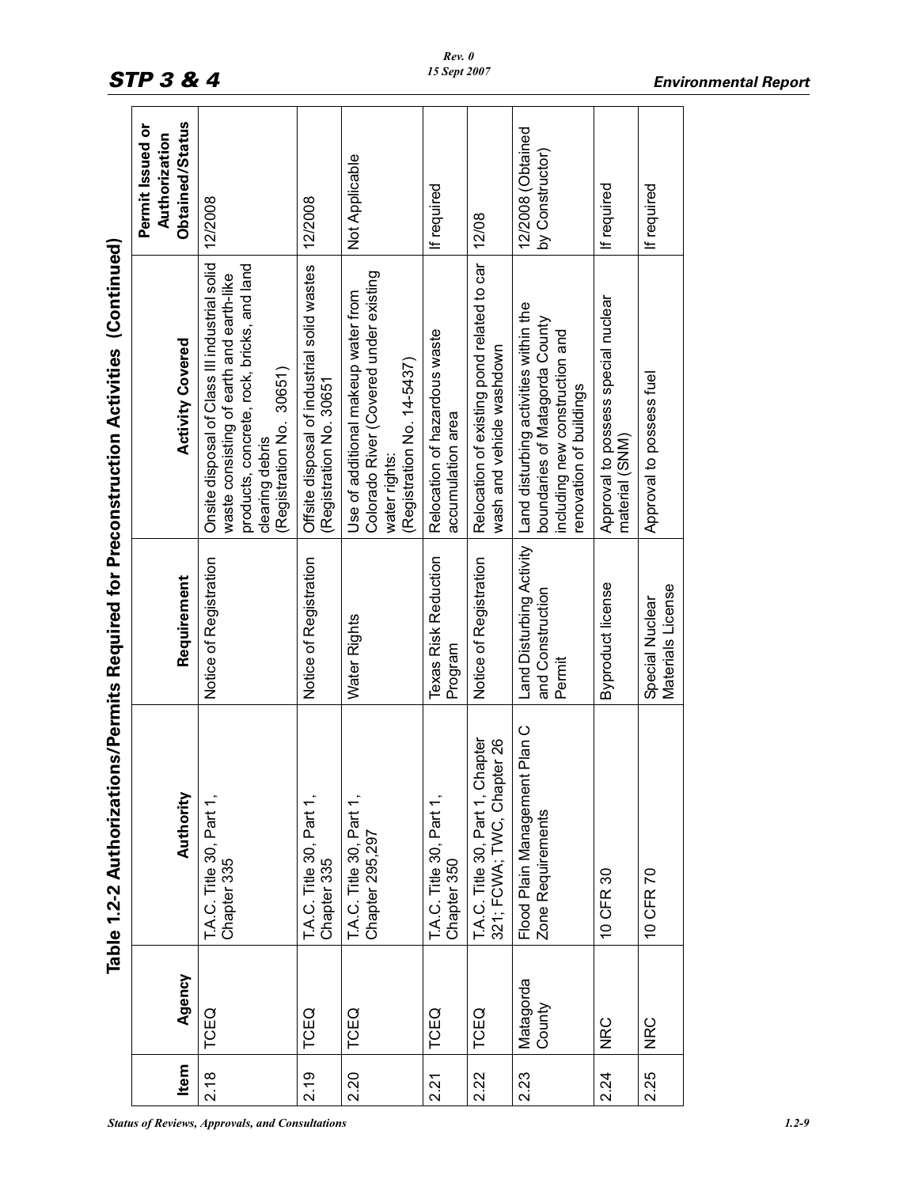## Table 1.2-2 Authorizations/Permits Required for Preconstruction Activities (Continued)

| Item | Agency | Authority | Requirement | Activity Covered | Permit Issued or Authorization Obtained/Status |
|---|---|---|---|---|---|
| 2.18 | TCEQ | T.A.C. Title 30, Part 1, Chapter 335 | Notice of Registration | Onsite disposal of Class III industrial solid waste consisting of earth and earth-like products, concrete, rock, bricks, and land clearing debris (Registration No. 30651) | 12/2008 |
| 2.19 | TCEQ | T.A.C. Title 30, Part 1, Chapter 335 | Notice of Registration | Offsite disposal of industrial solid wastes (Registration No. 30651 | 12/2008 |
| 2.20 | TCEQ | T.A.C. Title 30, Part 1, Chapter 295,297 | Water Rights | Use of additional makeup water from Colorado River (Covered under existing water rights: (Registration No. 14-5437) | Not Applicable |
| 2.21 | TCEQ | T.A.C. Title 30, Part 1, Chapter 350 | Texas Risk Reduction Program | Relocation of hazardous waste accumulation area | If required |
| 2.22 | TCEQ | T.A.C. Title 30, Part 1, Chapter 321; FCWA; TWC, Chapter 26 | Notice of Registration | Relocation of existing pond related to car wash and vehicle washdown | 12/08 |
| 2.23 | Matagorda County | Flood Plain Management Plan C Zone Requirements | Land Disturbing Activity and Construction Permit | Land disturbing activities within the boundaries of Matagorda County including new construction and renovation of buildings | 12/2008 (Obtained by Constructor) |
| 2.24 | NRC | 10 CFR 30 | Byproduct license | Approval to possess special nuclear material (SNM) | If required |
| 2.25 | NRC | 10 CFR 70 | Special Nuclear Materials License | Approval to possess fuel | If required |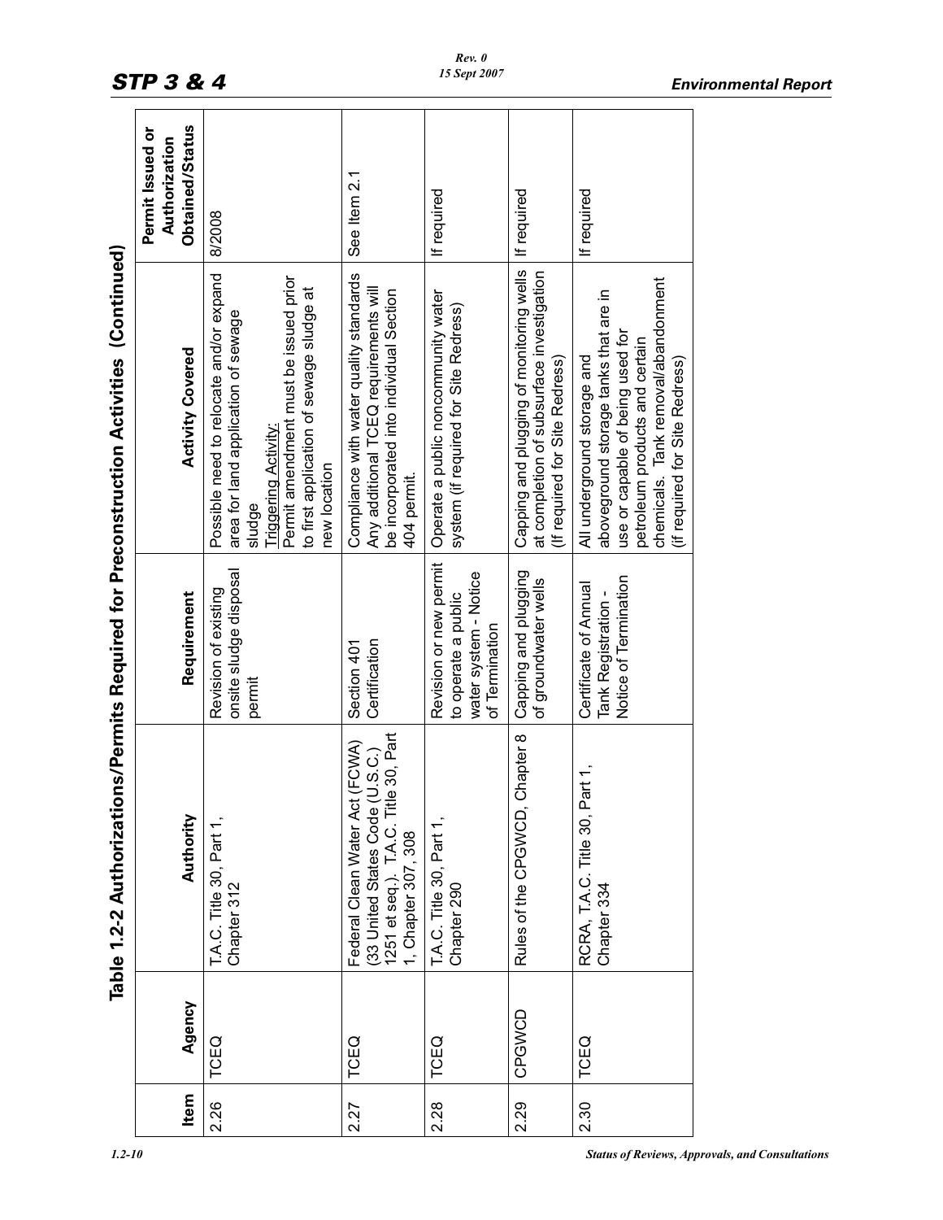## Table 1.2-2 Authorizations/Permits Required for Preconstruction Activities (Continued)

| Item | Agency | Authority | Requirement | Activity Covered | Permit Issued or Authorization Obtained/Status |
|---|---|---|---|---|---|
| 2.26 | TCEQ | T.A.C. Title 30, Part 1, Chapter 312 | Revision of existing onsite sludge disposal permit | Possible need to relocate and/or expand area for land application of sewage sludge<br>Triggering Activity:<br>Permit amendment must be issued prior to first application of sewage sludge at new location | 8/2008 |
| 2.27 | TCEQ | Federal Clean Water Act (FCWA) (33 United States Code (U.S.C.) 1251 et seq.). T.A.C. Title 30, Part 1, Chapter 307, 308 | Section 401 Certification | Compliance with water quality standards Any additional TCEQ requirements will be incorporated into individual Section 404 permit. | See Item 2.1 |
| 2.28 | TCEQ | T.A.C. Title 30, Part 1, Chapter 290 | Revision or new permit to operate a public water system - Notice of Termination | Operate a public noncommunity water system (if required for Site Redress) | If required |
| 2.29 | CPGWCD | Rules of the CPGWCD, Chapter 8 | Capping and plugging of groundwater wells | Capping and plugging of monitoring wells at completion of subsurface investigation (If required for Site Redress) | If required |
| 2.30 | TCEQ | RCRA, T.A.C. Title 30, Part 1, Chapter 334 | Certificate of Annual Tank Registration - Notice of Termination | All underground storage and aboveground storage tanks that are in use or capable of being used for petroleum products and certain chemicals. Tank removal/abandonment (if required for Site Redress) | If required |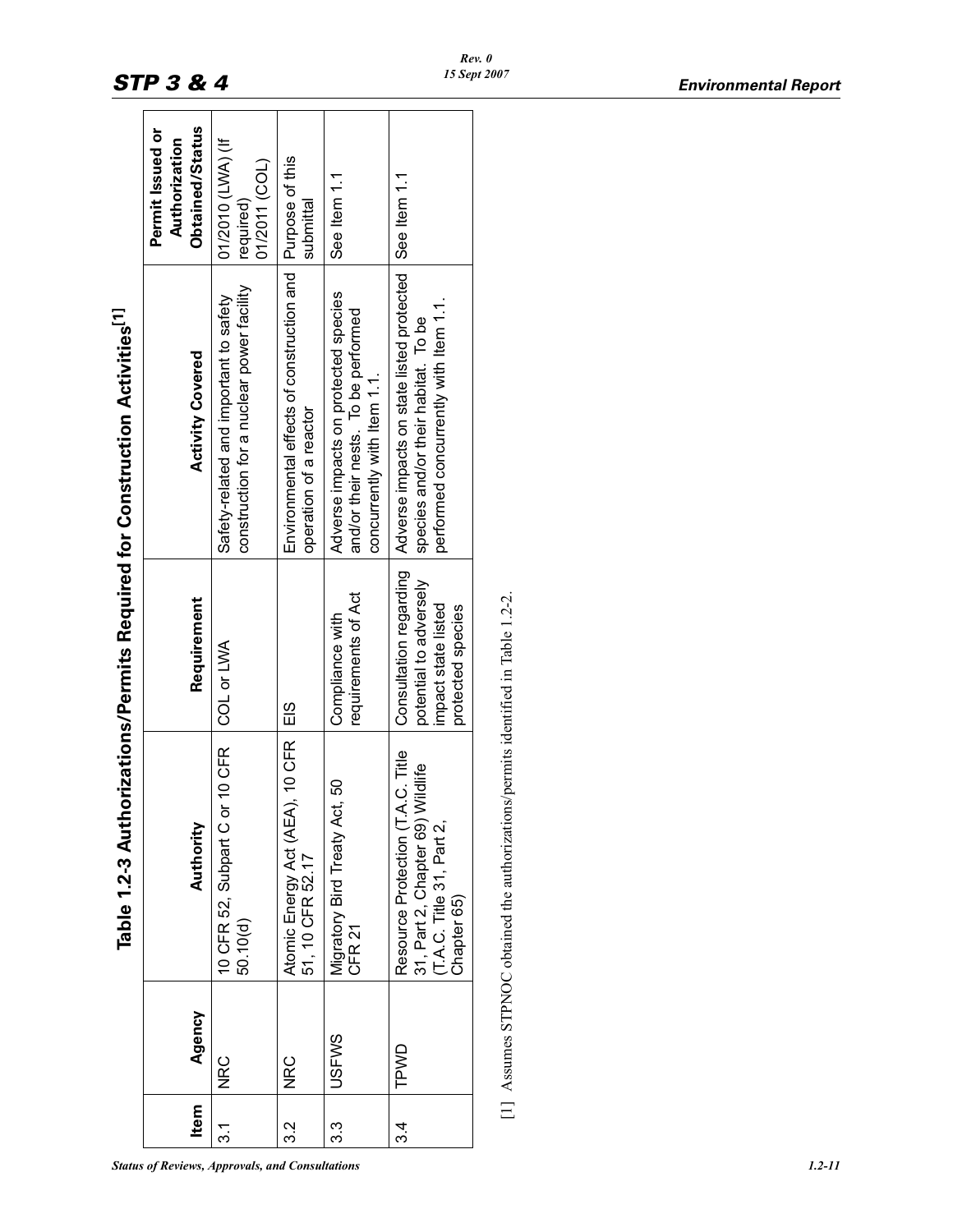# Table 1.2-3 Authorizations/Permits Required for Construction Activities[1]

| Item | Agency | Authority | Requirement | Activity Covered | Permit Issued or Authorization Obtained/Status |
|---|---|---|---|---|---|
| 3.1 | NRC | 10 CFR 52, Subpart C or 10 CFR 50.10(d) | COL or LWA | Safety-related and important to safety construction for a nuclear power facility | 01/2010 (LWA) (If required) 01/2011 (COL) |
| 3.2 | NRC | Atomic Energy Act (AEA), 10 CFR 51, 10 CFR 52.17 | EIS | Environmental effects of construction and operation of a reactor | Purpose of this submittal |
| 3.3 | USFWS | Migratory Bird Treaty Act, 50 CFR 21 | Compliance with requirements of Act | Adverse impacts on protected species and/or their nests. To be performed concurrently with Item 1.1. | See Item 1.1 |
| 3.4 | TPWD | Resource Protection (T.A.C. Title 31, Part 2, Chapter 69) Wildlife (T.A.C. Title 31, Part 2, Chapter 65) | Consultation regarding potential to adversely impact state listed protected species | Adverse impacts on state listed protected species and/or their habitat. To be performed concurrently with Item 1.1. | See Item 1.1 |

[1] Assumes STPNOC obtained the authorizations/permits identified in Table 1.2-2.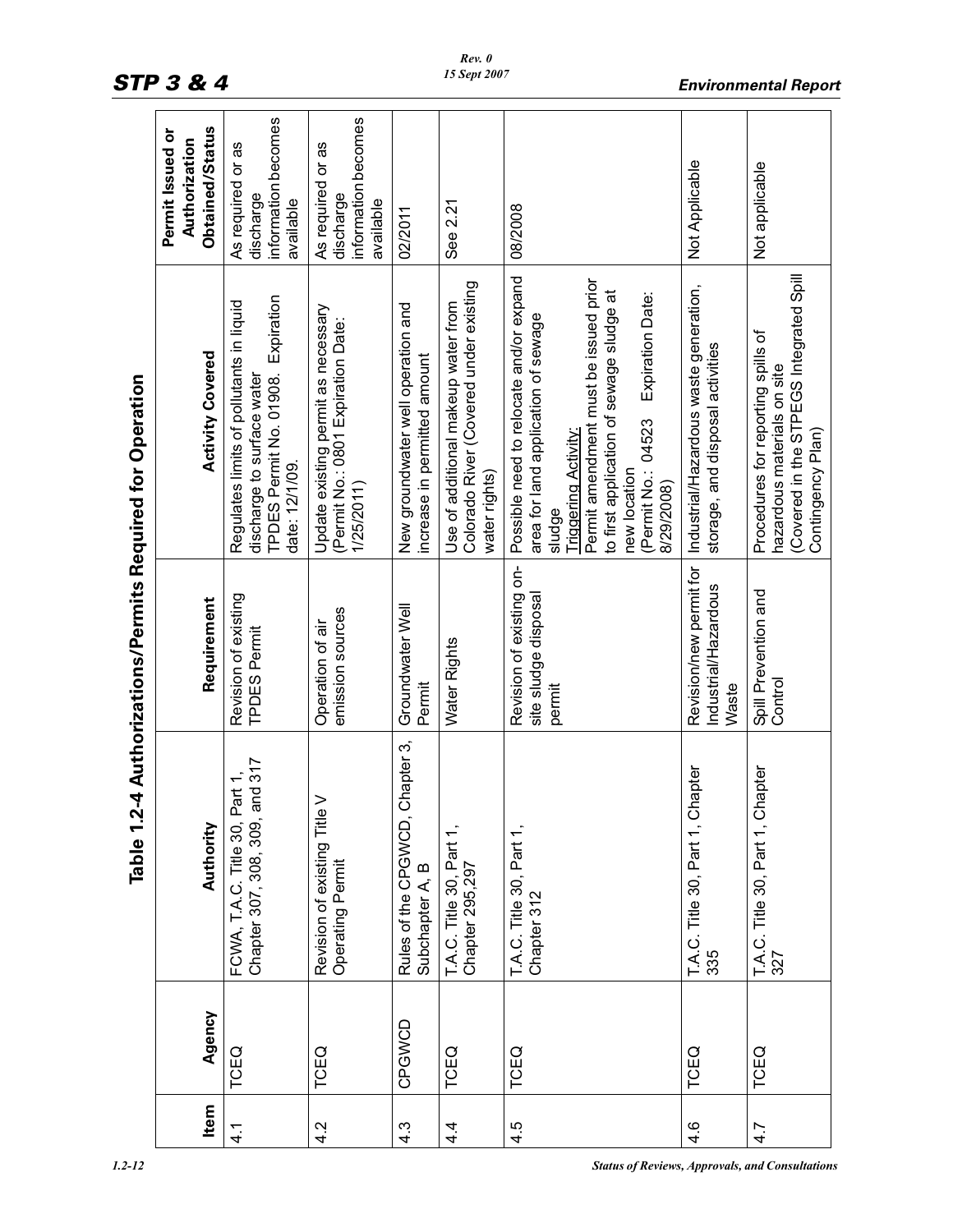# Table 1.2-4 Authorizations/Permits Required for Operation

| Item | Agency | Authority | Requirement | Activity Covered | Permit Issued or Authorization Obtained/Status |
|---|---|---|---|---|---|
| 4.1 | TCEQ | FCWA, T.A.C. Title 30, Part 1, Chapter 307, 308, 309, and 317 | Revision of existing TPDES Permit | Regulates limits of pollutants in liquid discharge to surface water TPDES Permit No. 01908. Expiration date: 12/1/09. | As required or as discharge information becomes available |
| 4.2 | TCEQ | Revision of existing Title V Operating Permit | Operation of air emission sources | Update existing permit as necessary (Permit No.: 0801 Expiration Date: 1/25/2011) | As required or as discharge information becomes available |
| 4.3 | CPGWCD | Rules of the CPGWCD, Chapter 3, Subchapter A, B | Groundwater Well Permit | New groundwater well operation and increase in permitted amount | 02/2011 |
| 4.4 | TCEQ | T.A.C. Title 30, Part 1, Chapter 295,297 | Water Rights | Use of additional makeup water from Colorado River (Covered under existing water rights) | See 2.21 |
| 4.5 | TCEQ | T.A.C. Title 30, Part 1, Chapter 312 | Revision of existing on-site sludge disposal permit | Possible need to relocate and/or expand area for land application of sewage sludge<br>Triggering Activity:<br>Permit amendment must be issued prior to first application of sewage sludge at new location<br>(Permit No.: 04523 Expiration Date: 8/29/2008) | 08/2008 |
| 4.6 | TCEQ | T.A.C. Title 30, Part 1, Chapter 335 | Revision/new permit for Industrial/Hazardous Waste | Industrial/Hazardous waste generation, storage, and disposal activities | Not Applicable |
| 4.7 | TCEQ | T.A.C. Title 30, Part 1, Chapter 327 | Spill Prevention and Control | Procedures for reporting spills of hazardous materials on site (Covered in the STPEGS Integrated Spill Contingency Plan) | Not applicable |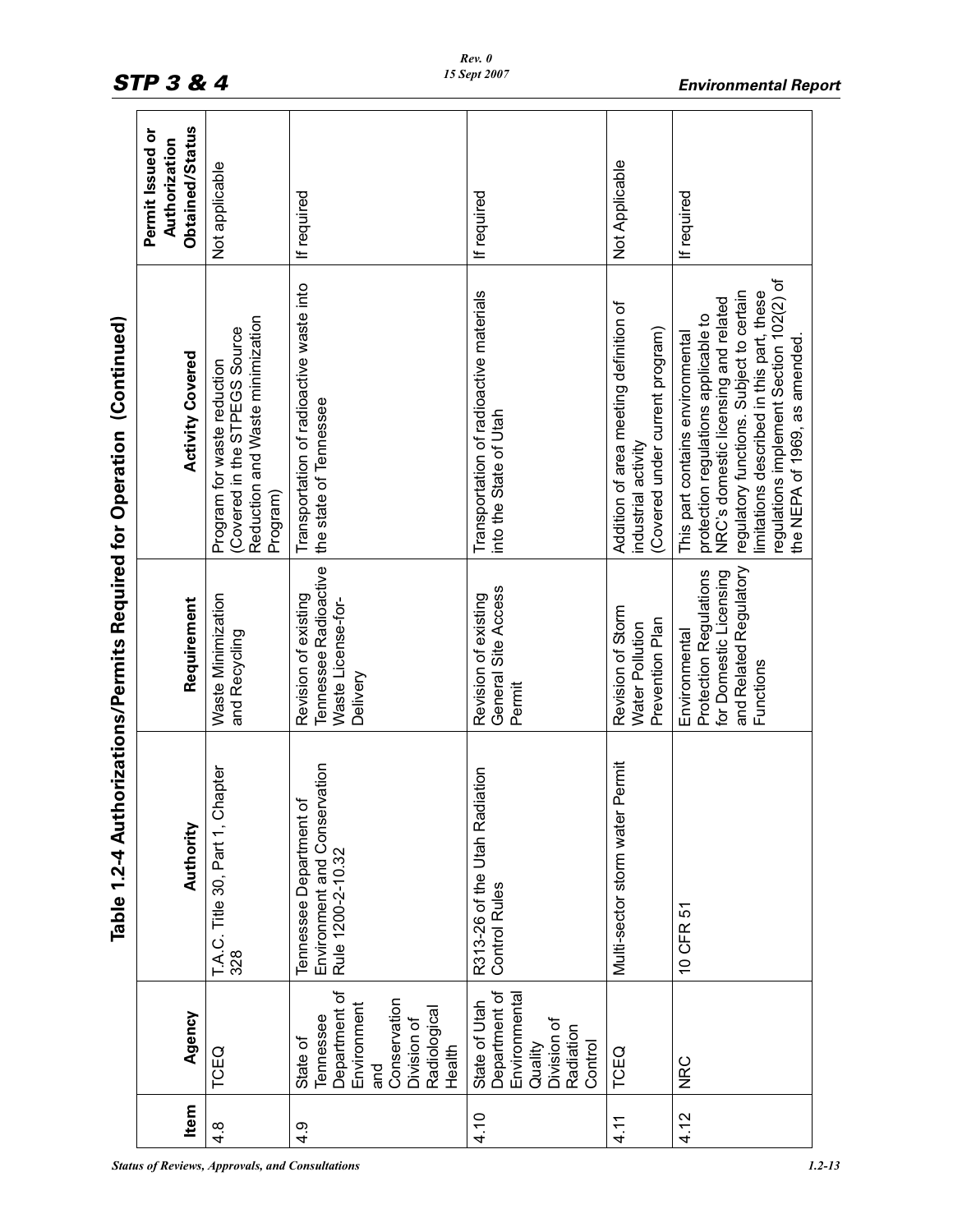## Table 1.2-4 Authorizations/Permits Required for Operation (Continued)

| Item | Agency | Authority | Requirement | Activity Covered | Permit Issued or Authorization Obtained/Status |
|---|---|---|---|---|---|
| 4.8 | TCEQ | T.A.C. Title 30, Part 1, Chapter 328 | Waste Minimization and Recycling | Program for waste reduction (Covered in the STPEGS Source Reduction and Waste minimization Program) | Not applicable |
| 4.9 | State of Tennessee Department of Environment and Conservation Division of Radiological Health | Tennessee Department of Environment and Conservation Rule 1200-2-10.32 | Revision of existing Tennessee Radioactive Waste License-for-Delivery | Transportation of radioactive waste into the state of Tennessee | If required |
| 4.10 | State of Utah Department of Environmental Quality Division of Radiation Control | R313-26 of the Utah Radiation Control Rules | Revision of existing General Site Access Permit | Transportation of radioactive materials into the State of Utah | If required |
| 4.11 | TCEQ | Multi-sector storm water Permit | Revision of Storm Water Pollution Prevention Plan | Addition of area meeting definition of industrial activity (Covered under current program) | Not Applicable |
| 4.12 | NRC | 10 CFR 51 | Environmental Protection Regulations for Domestic Licensing and Related Regulatory Functions | This part contains environmental protection regulations applicable to NRC's domestic licensing and related regulatory functions. Subject to certain limitations described in this part, these regulations implement Section 102(2) of the NEPA of 1969, as amended. | If required |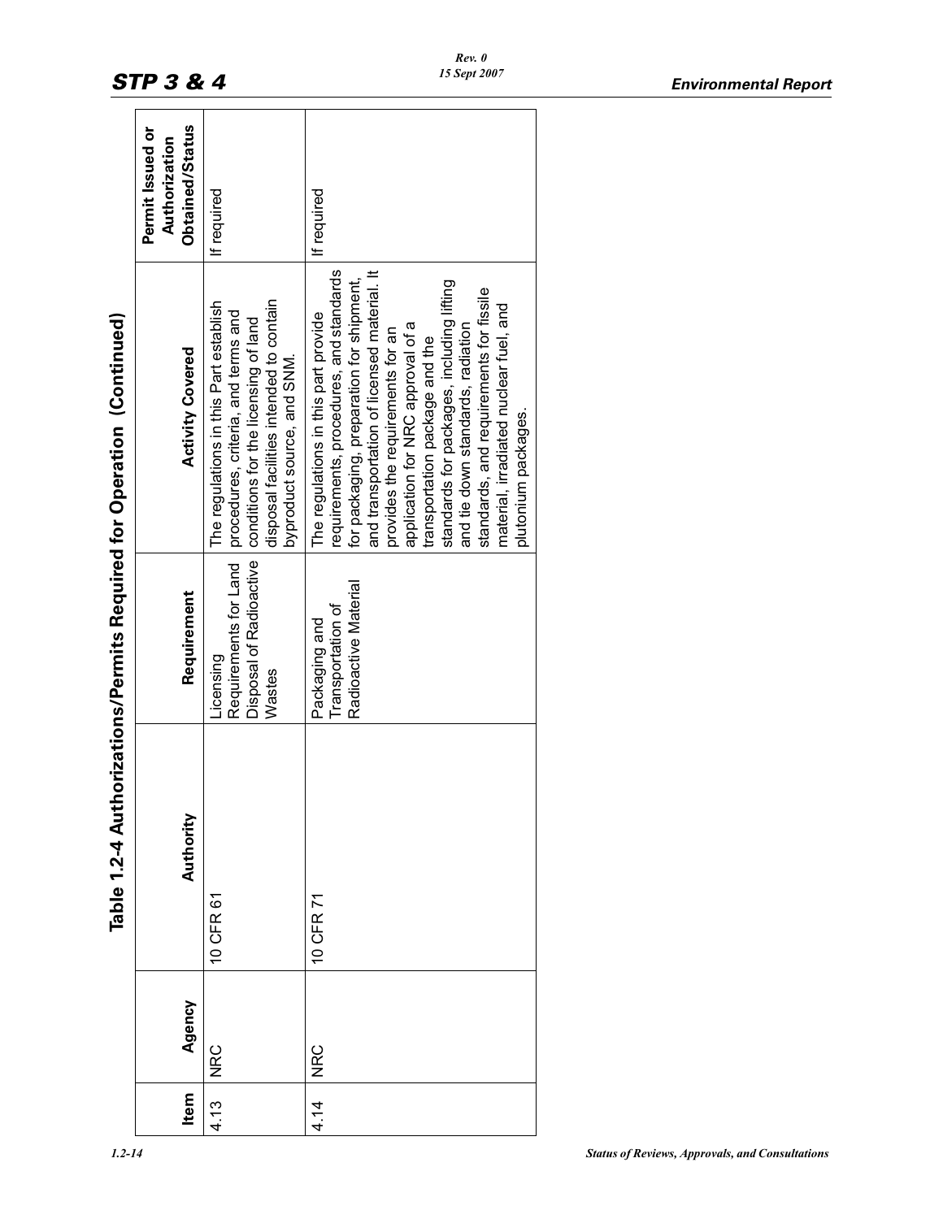# Table 1.2-4 Authorizations/Permits Required for Operation (Continued)

| Item | Agency | Authority | Requirement | Activity Covered | Permit Issued or Authorization Obtained/Status |
|---|---|---|---|---|---|
| 4.13 | NRC | 10 CFR 61 | Licensing Requirements for Land Disposal of Radioactive Wastes | The regulations in this Part establish procedures, criteria, and terms and conditions for the licensing of land disposal facilities intended to contain byproduct source, and SNM. | If required |
| 4.14 | NRC | 10 CFR 71 | Packaging and Transportation of Radioactive Material | The regulations in this part provide requirements, procedures, and standards for packaging, preparation for shipment, and transportation of licensed material. It provides the requirements for an application for NRC approval of a transportation package and the standards for packages, including lifting and tie down standards, radiation standards, and requirements for fissile material, irradiated nuclear fuel, and plutonium packages. | If required |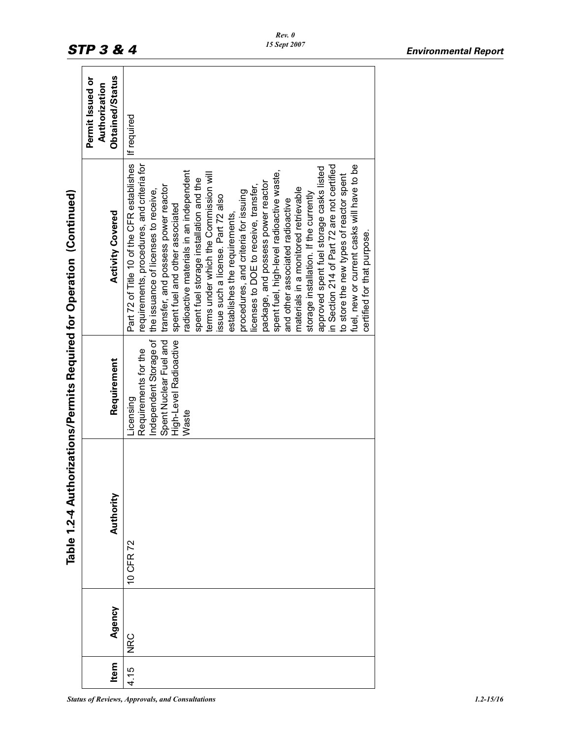## Table 1.2-4 Authorizations/Permits Required for Operation (Continued)

| Item | Agency | Authority | Requirement | Activity Covered | Permit Issued or Authorization Obtained/Status |
|---|---|---|---|---|---|
| 4.15 | NRC | 10 CFR 72 | Licensing Requirements for the Independent Storage of Spent Nuclear Fuel and High-Level Radioactive Waste | Part 72 of Title 10 of the CFR establishes requirements, procedures, and criteria for the issuance of licenses to receive, transfer, and possess power reactor spent fuel and other associated radioactive materials in an independent spent fuel storage installation and the terms under which the Commission will issue such a license. Part 72 also establishes the requirements, procedures, and criteria for issuing licenses to DOE to receive, transfer, package, and possess power reactor spent fuel, high-level radioactive waste, and other associated radioactive materials in a monitored retrievable storage installation. If the currently approved spent fuel storage casks listed in Section 214 of Part 72 are not certified to store the new types of reactor spent fuel, new or current casks will have to be certified for that purpose. | If required |